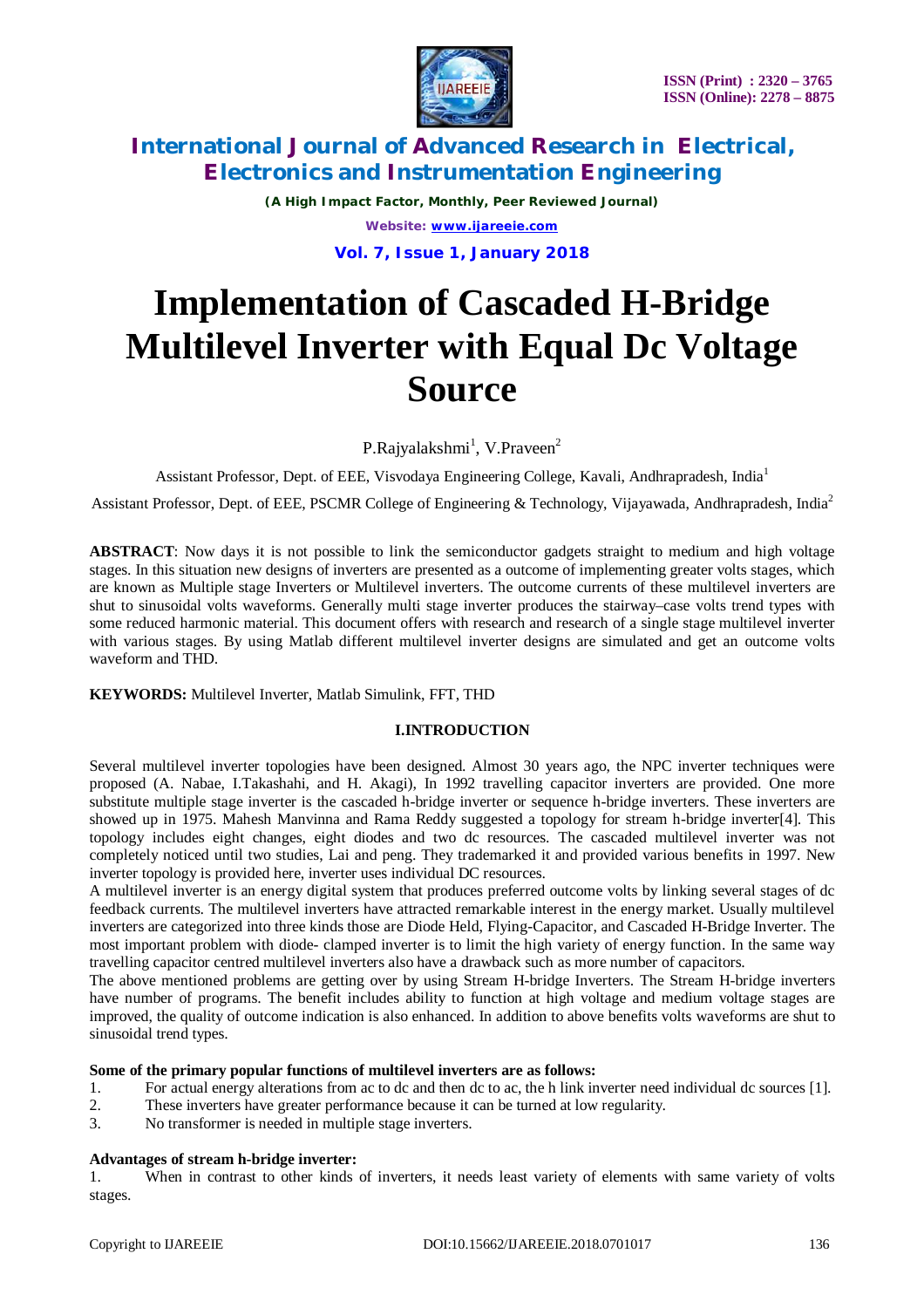# Implementation of Cascaded H-Bridge Multilevel Inverter with Equal Dc Voltage Source

P.Rajyalakshmi[1], V.Praveen[2]

Assistant Professor, Dept. of EEE, Visvodaya Engineering College, Kavali, Andhrapradesh, India[1]

Assistant Professor, Dept. of EEE, PSCMR College of Engineering & Technology, Vijayawada, Andhrapradesh, India[2]

**ABSTRACT**: Now days it is not possible to link the semiconductor gadgets straight to medium and high voltage stages. In this situation new designs of inverters are presented as a outcome of implementing greater volts stages, which are known as Multiple stage Inverters or Multilevel inverters. The outcome currents of these multilevel inverters are shut to sinusoidal volts waveforms. Generally multi stage inverter produces the stairway–case volts trend types with some reduced harmonic material. This document offers with research and research of a single stage multilevel inverter with various stages. By using Matlab different multilevel inverter designs are simulated and get an outcome volts waveform and THD.

**KEYWORDS:** Multilevel Inverter, Matlab Simulink, FFT, THD

## I.INTRODUCTION

Several multilevel inverter topologies have been designed. Almost 30 years ago, the NPC inverter techniques were proposed (A. Nabae, I.Takashahi, and H. Akagi), In 1992 travelling capacitor inverters are provided. One more substitute multiple stage inverter is the cascaded h-bridge inverter or sequence h-bridge inverters. These inverters are showed up in 1975. Mahesh Manvinna and Rama Reddy suggested a topology for stream h-bridge inverter[4]. This topology includes eight changes, eight diodes and two dc resources. The cascaded multilevel inverter was not completely noticed until two studies, Lai and peng. They trademarked it and provided various benefits in 1997. New inverter topology is provided here, inverter uses individual DC resources.

A multilevel inverter is an energy digital system that produces preferred outcome volts by linking several stages of dc feedback currents. The multilevel inverters have attracted remarkable interest in the energy market. Usually multilevel inverters are categorized into three kinds those are Diode Held, Flying-Capacitor, and Cascaded H-Bridge Inverter. The most important problem with diode- clamped inverter is to limit the high variety of energy function. In the same way travelling capacitor centred multilevel inverters also have a drawback such as more number of capacitors.

The above mentioned problems are getting over by using Stream H-bridge Inverters. The Stream H-bridge inverters have number of programs. The benefit includes ability to function at high voltage and medium voltage stages are improved, the quality of outcome indication is also enhanced. In addition to above benefits volts waveforms are shut to sinusoidal trend types.

**Some of the primary popular functions of multilevel inverters are as follows:**

1. For actual energy alterations from ac to dc and then dc to ac, the h link inverter need individual dc sources [1].
2. These inverters have greater performance because it can be turned at low regularity.
3. No transformer is needed in multiple stage inverters.

**Advantages of stream h-bridge inverter:**

1. When in contrast to other kinds of inverters, it needs least variety of elements with same variety of volts stages.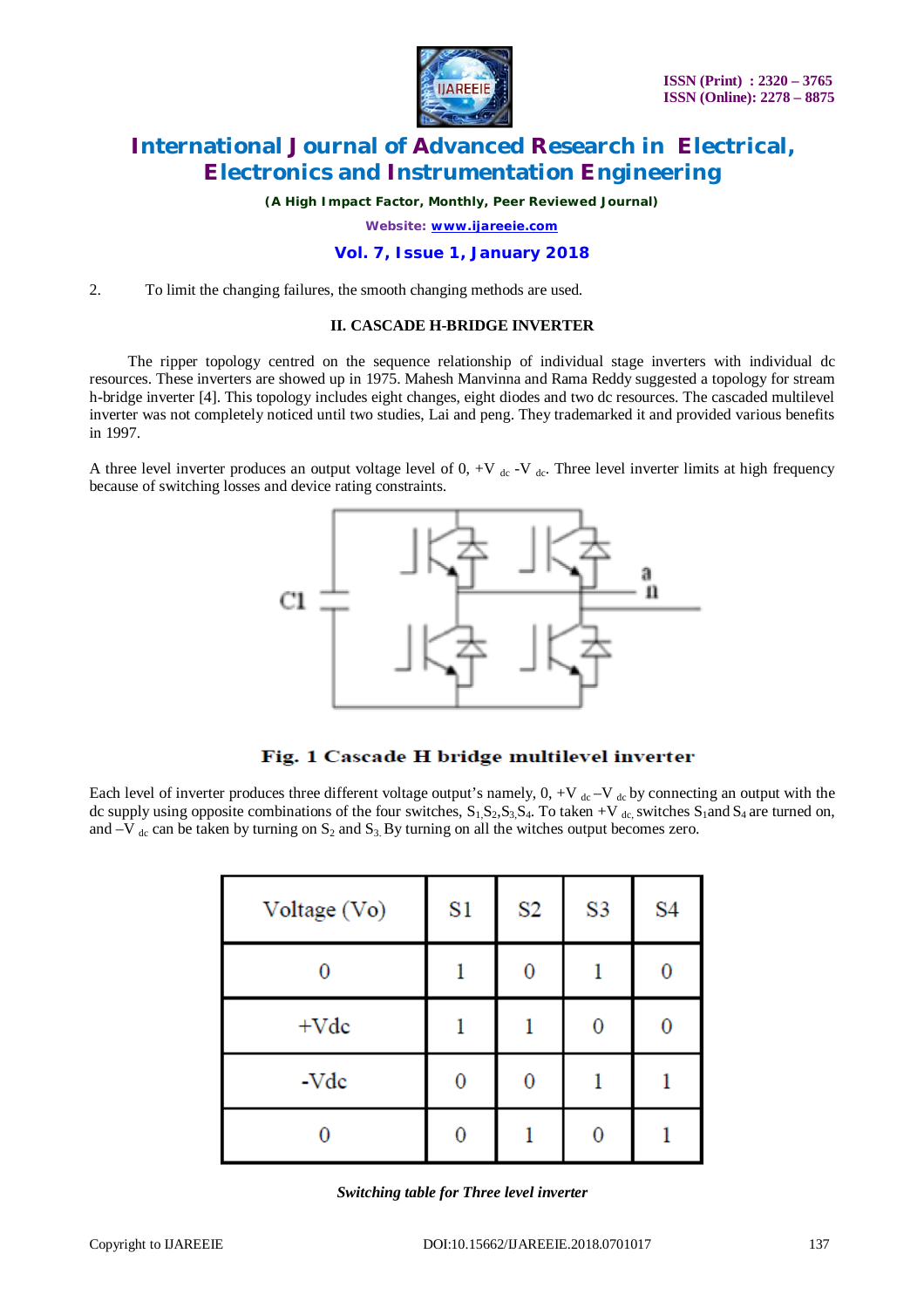2. To limit the changing failures, the smooth changing methods are used.

## II. CASCADE H-BRIDGE INVERTER

The ripper topology centred on the sequence relationship of individual stage inverters with individual dc resources. These inverters are showed up in 1975. Mahesh Manvinna and Rama Reddy suggested a topology for stream h-bridge inverter [4]. This topology includes eight changes, eight diodes and two dc resources. The cascaded multilevel inverter was not completely noticed until two studies, Lai and peng. They trademarked it and provided various benefits in 1997.

A three level inverter produces an output voltage level of 0, $+V_{dc}$ $-V_{dc}$. Three level inverter limits at high frequency because of switching losses and device rating constraints.

**Fig. 1 Cascade H bridge multilevel inverter**

Each level of inverter produces three different voltage output's namely, 0, $+V_{dc}$ $-V_{dc}$ by connecting an output with the dc supply using opposite combinations of the four switches, $S_1$,$S_2$,$S_3$,$S_4$. To taken $+V_{dc}$, switches $S_1$and $S_4$ are turned on, and $-V_{dc}$ can be taken by turning on $S_2$ and $S_3$. By turning on all the witches output becomes zero.

| Voltage (Vo) | S1 | S2 | S3 | S4 |
|---|---|---|---|---|
| 0 | 1 | 0 | 1 | 0 |
| +Vdc | 1 | 1 | 0 | 0 |
| -Vdc | 0 | 0 | 1 | 1 |
| 0 | 0 | 1 | 0 | 1 |

*Switching table for Three level inverter*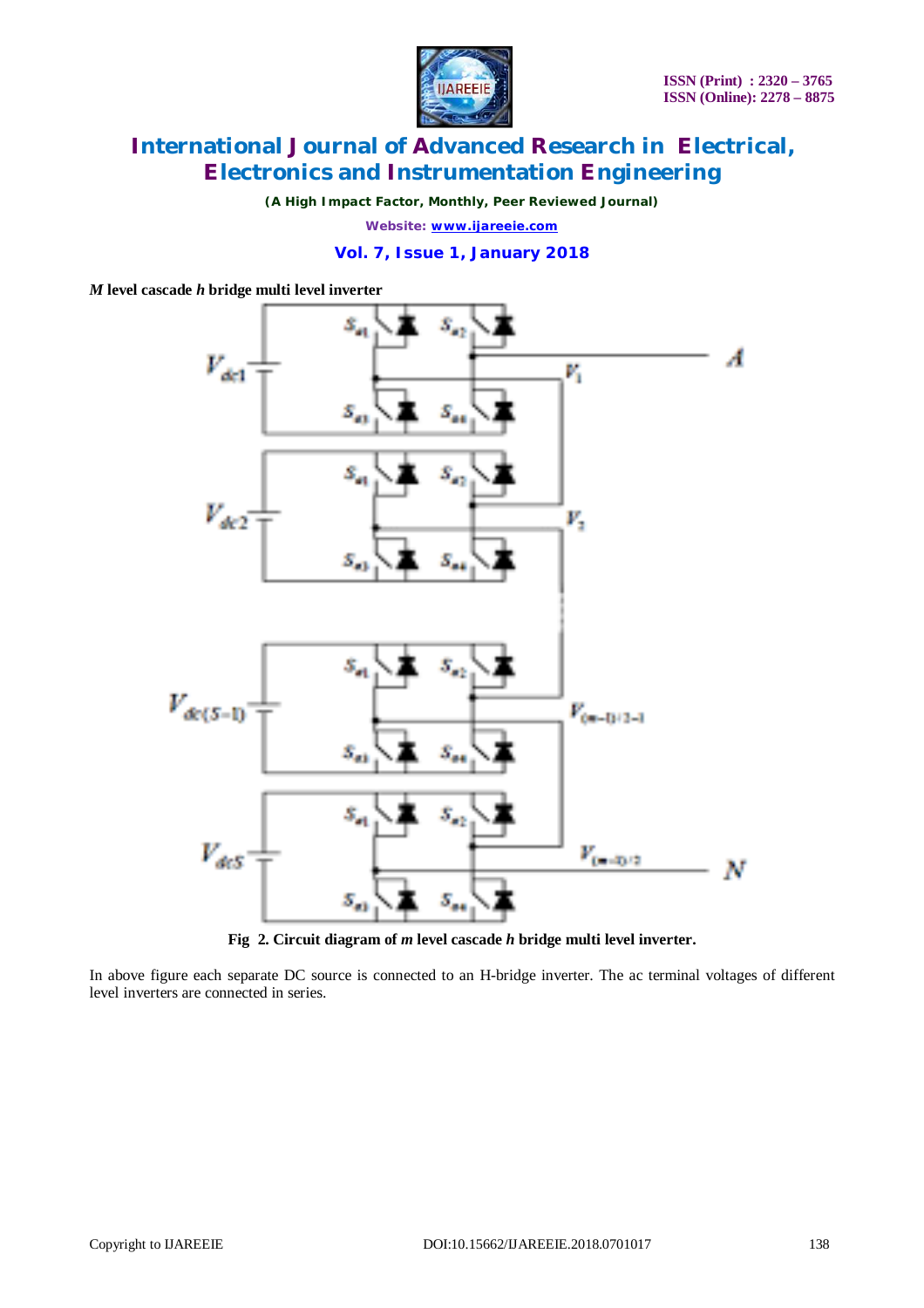***M*** **level cascade *h* bridge multi level inverter**

**Fig 2. Circuit diagram of *m* level cascade *h* bridge multi level inverter.**

In above figure each separate DC source is connected to an H-bridge inverter. The ac terminal voltages of different level inverters are connected in series.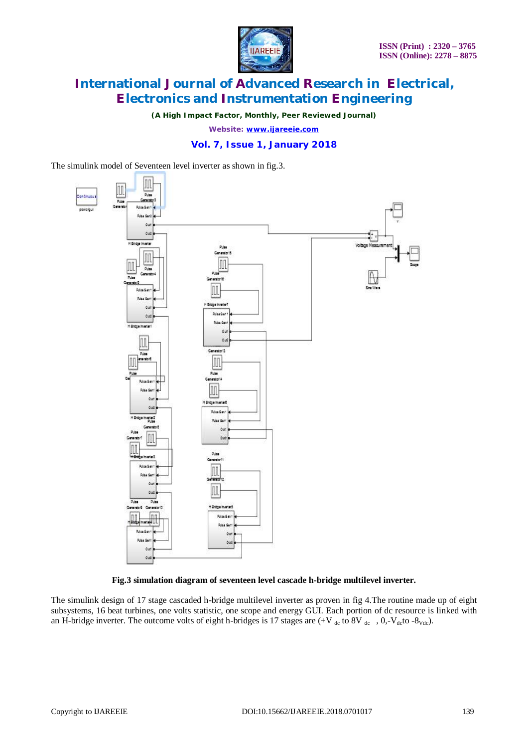The simulink model of Seventeen level inverter as shown in fig.3.

**Fig.3 simulation diagram of seventeen level cascade h-bridge multilevel inverter.**

The simulink design of 17 stage cascaded h-bridge multilevel inverter as proven in fig 4.The routine made up of eight subsystems, 16 beat turbines, one volts statistic, one scope and energy GUI. Each portion of dc resource is linked with an H-bridge inverter. The outcome volts of eight h-bridges is 17 stages are (+$V_{dc}$ to 8$V_{dc}$ , 0,-$V_{dc}$to -8$_{Vdc}$).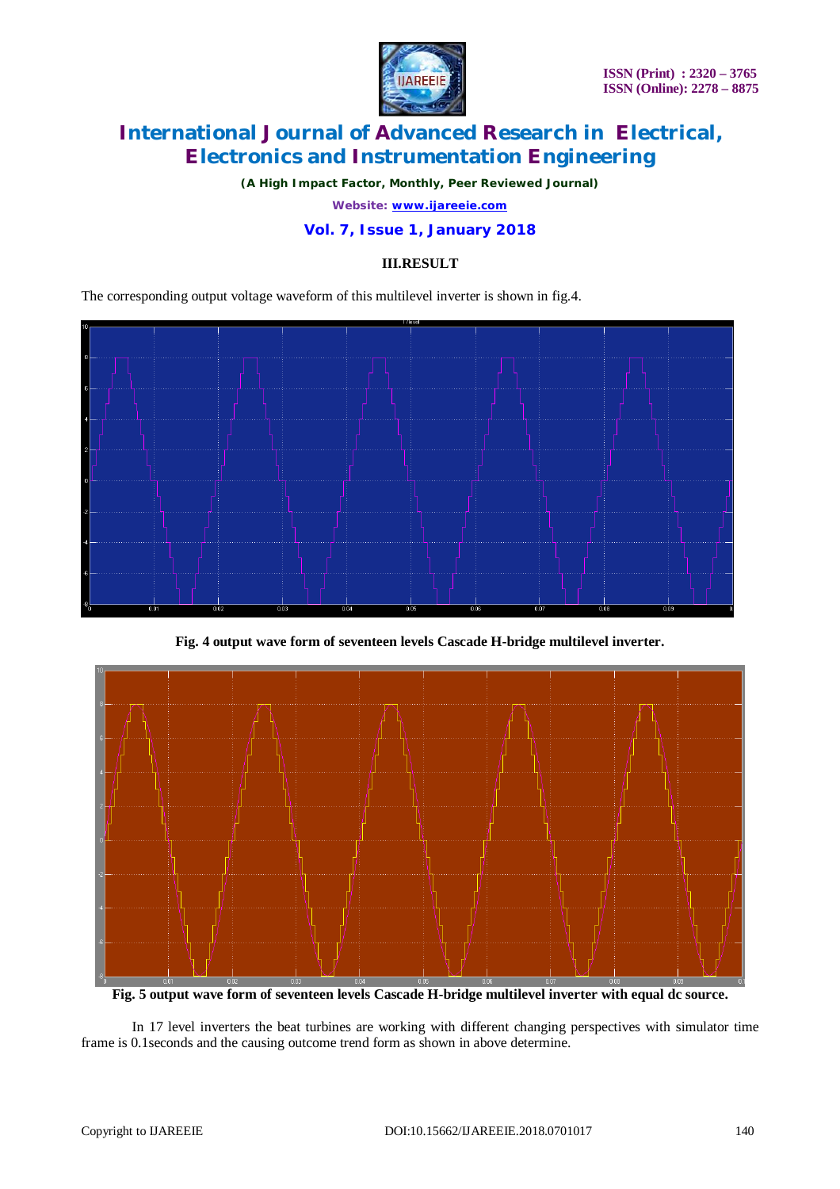### III.RESULT

The corresponding output voltage waveform of this multilevel inverter is shown in fig.4.

**Fig. 4 output wave form of seventeen levels Cascade H-bridge multilevel inverter.**

**Fig. 5 output wave form of seventeen levels Cascade H-bridge multilevel inverter with equal dc source.**

In 17 level inverters the beat turbines are working with different changing perspectives with simulator time frame is 0.1seconds and the causing outcome trend form as shown in above determine.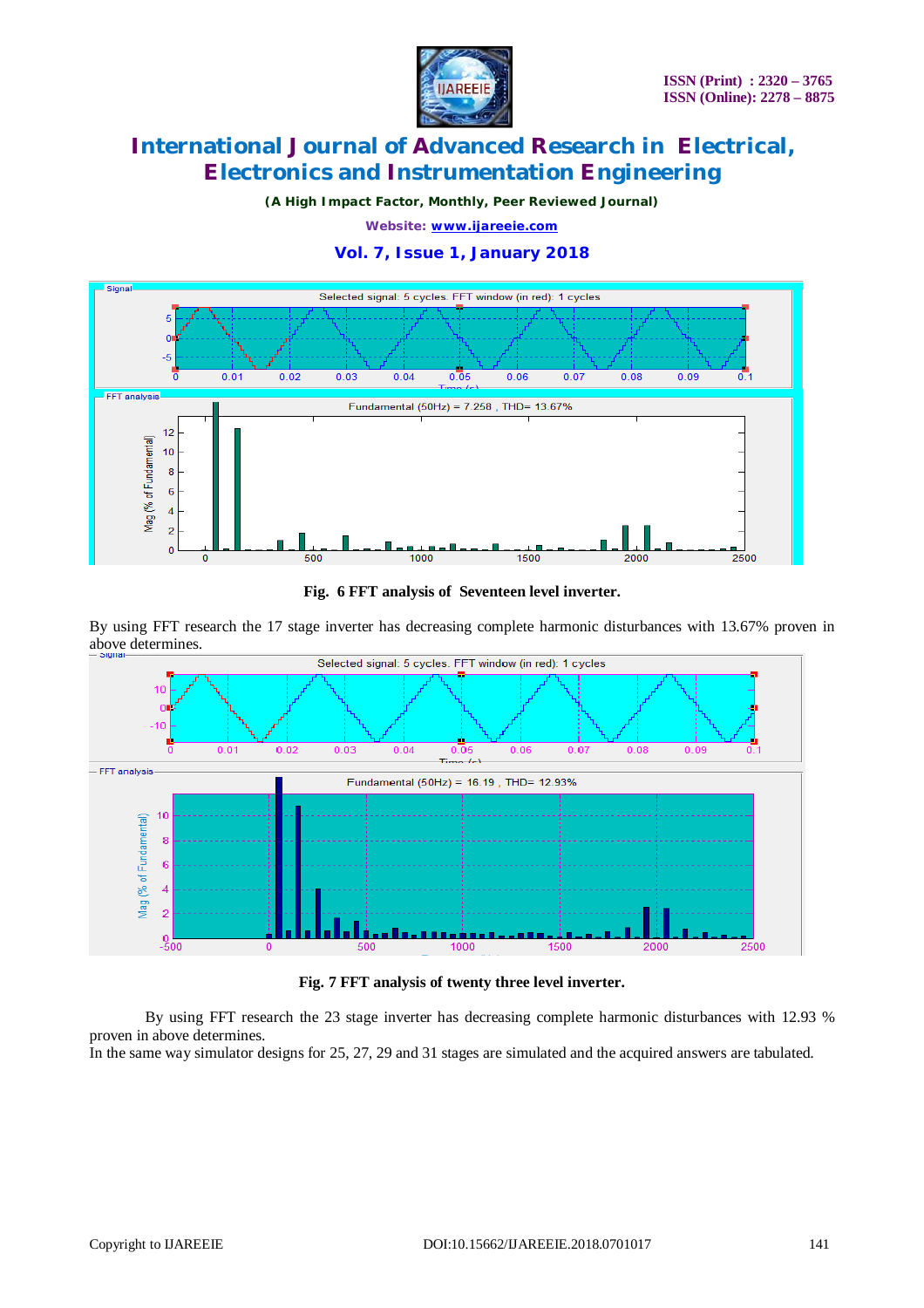Fig. 6 FFT analysis of Seventeen level inverter.

By using FFT research the 17 stage inverter has decreasing complete harmonic disturbances with 13.67% proven in above determines.

Fig. 7 FFT analysis of twenty three level inverter.

By using FFT research the 23 stage inverter has decreasing complete harmonic disturbances with 12.93 % proven in above determines.

In the same way simulator designs for 25, 27, 29 and 31 stages are simulated and the acquired answers are tabulated.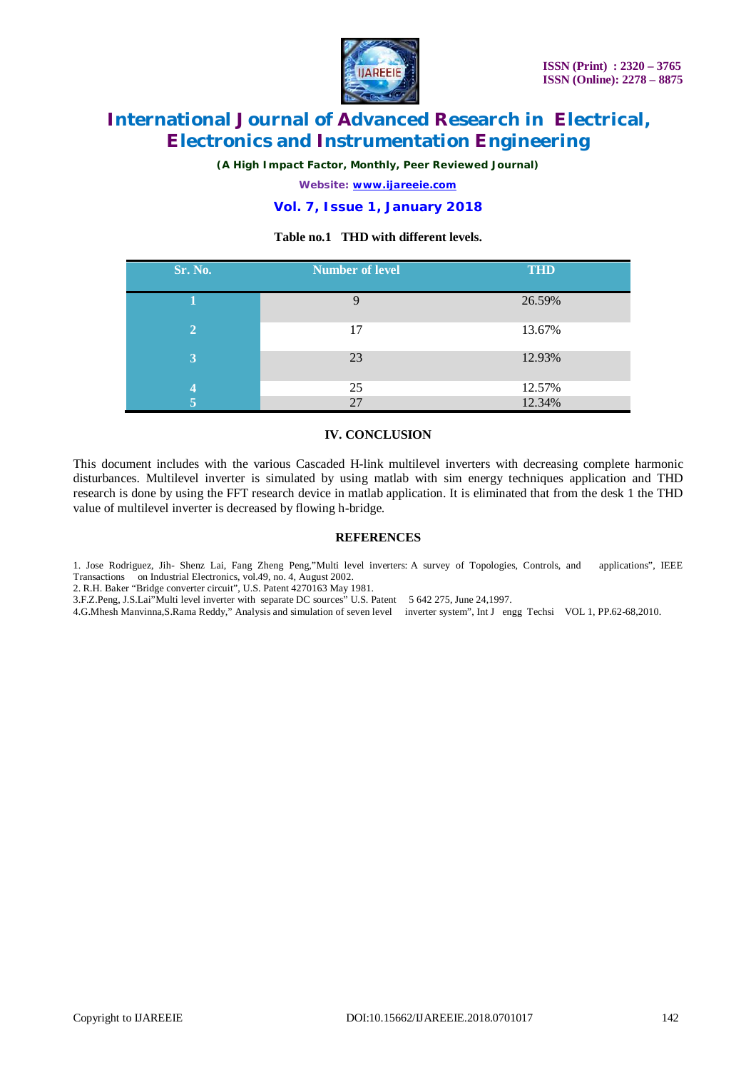Table no.1 THD with different levels.

| Sr. No. | Number of level | THD |
|---|---|---|
| 1 | 9 | 26.59% |
| 2 | 17 | 13.67% |
| 3 | 23 | 12.93% |
| 4 | 25 | 12.57% |
| 5 | 27 | 12.34% |

## IV. CONCLUSION

This document includes with the various Cascaded H-link multilevel inverters with decreasing complete harmonic disturbances. Multilevel inverter is simulated by using matlab with sim energy techniques application and THD research is done by using the FFT research device in matlab application. It is eliminated that from the desk 1 the THD value of multilevel inverter is decreased by flowing h-bridge.

## REFERENCES

1. Jose Rodriguez, Jih- Shenz Lai, Fang Zheng Peng,"Multi level inverters: A survey of Topologies, Controls, and applications", IEEE Transactions on Industrial Electronics, vol.49, no. 4, August 2002.
2. R.H. Baker "Bridge converter circuit", U.S. Patent 4270163 May 1981.
3. F.Z.Peng, J.S.Lai"Multi level inverter with separate DC sources" U.S. Patent 5 642 275, June 24,1997.
4. G.Mhesh Manvinna,S.Rama Reddy," Analysis and simulation of seven level inverter system", Int J engg Techsi VOL 1, PP.62-68,2010.